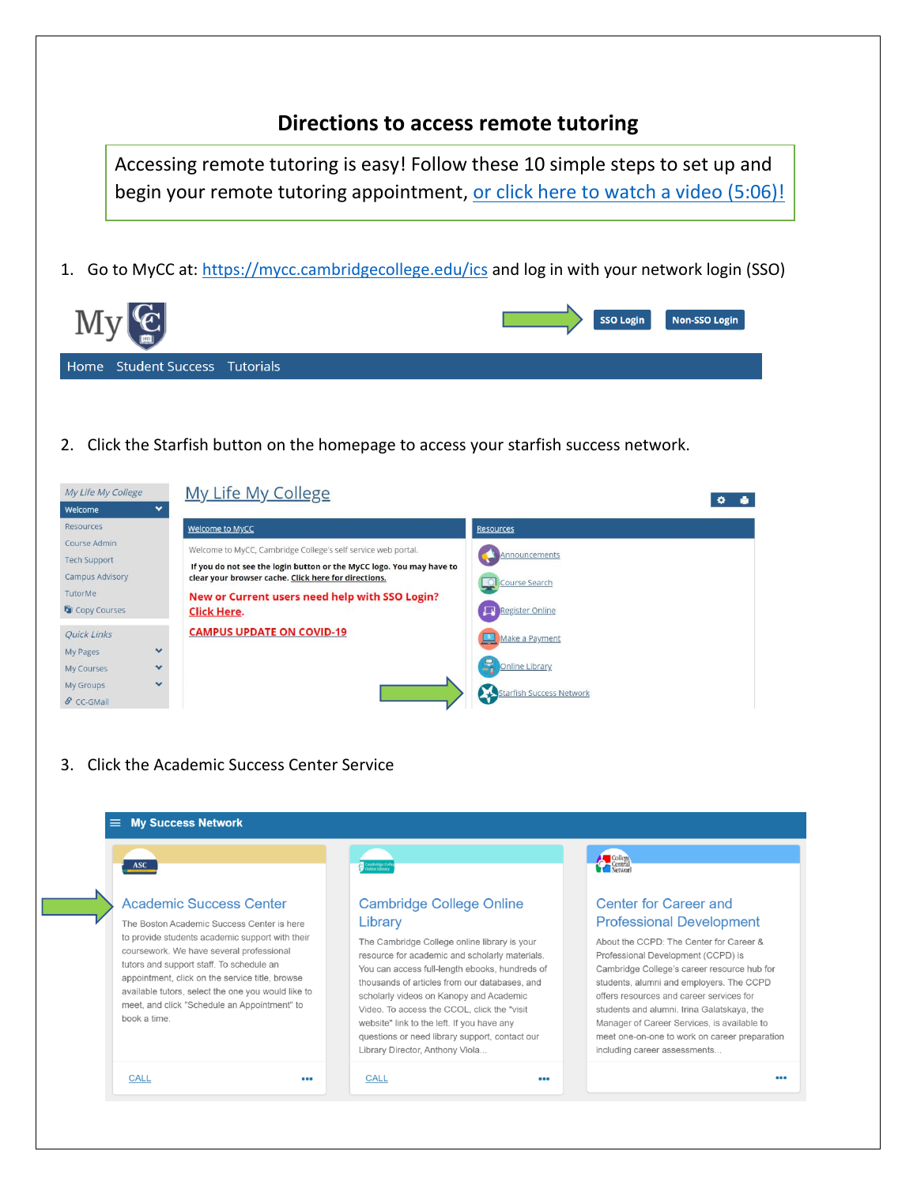# Directions to access remote tutoring

Accessing remote tutoring is easy! Follow these 10 simple steps to set up and begin your remote tutoring appointment, or click here to watch a video (5:06)!

1. Go to MyCC at: https://mycc.cambridgecollege.edu/ics and log in with your network login (SSO)

SSO Login | Non-SSO Login

Home | Student Success | Tutorials

2. Click the Starfish button on the homepage to access your starfish success network.

**My Life My College**

My Life My College
- Welcome
- Resources
- Course Admin
- Tech Support
- Campus Advisory
- TutorMe
- Copy Courses

Quick Links
- My Pages
- My Courses
- My Groups
- CC-GMail

**Welcome to MyCC**

Welcome to MyCC, Cambridge College's self service web portal.

**If you do not see the login button or the MyCC logo. You may have to clear your browser cache. Click here for directions.**

**New or Current users need help with SSO Login? Click Here.**

**CAMPUS UPDATE ON COVID-19**

**Resources**
- Announcements
- Course Search
- Register Online
- Make a Payment
- Online Library
- Starfish Success Network

3. Click the Academic Success Center Service

**My Success Network**

**Academic Success Center**

The Boston Academic Success Center is here to provide students academic support with their coursework. We have several professional tutors and support staff. To schedule an appointment, click on the service title, browse available tutors, select the one you would like to meet, and click "Schedule an Appointment" to book a time.

CALL

**Cambridge College Online Library**

The Cambridge College online library is your resource for academic and scholarly materials. You can access full-length ebooks, hundreds of thousands of articles from our databases, and scholarly videos on Kanopy and Academic Video. To access the CCOL, click the "visit website" link to the left. If you have any questions or need library support, contact our Library Director, Anthony Viola...

CALL

**Center for Career and Professional Development**

About the CCPD: The Center for Career & Professional Development (CCPD) is Cambridge College's career resource hub for students, alumni and employers. The CCPD offers resources and career services for students and alumni. Irina Galatskaya, the Manager of Career Services, is available to meet one-on-one to work on career preparation including career assessments...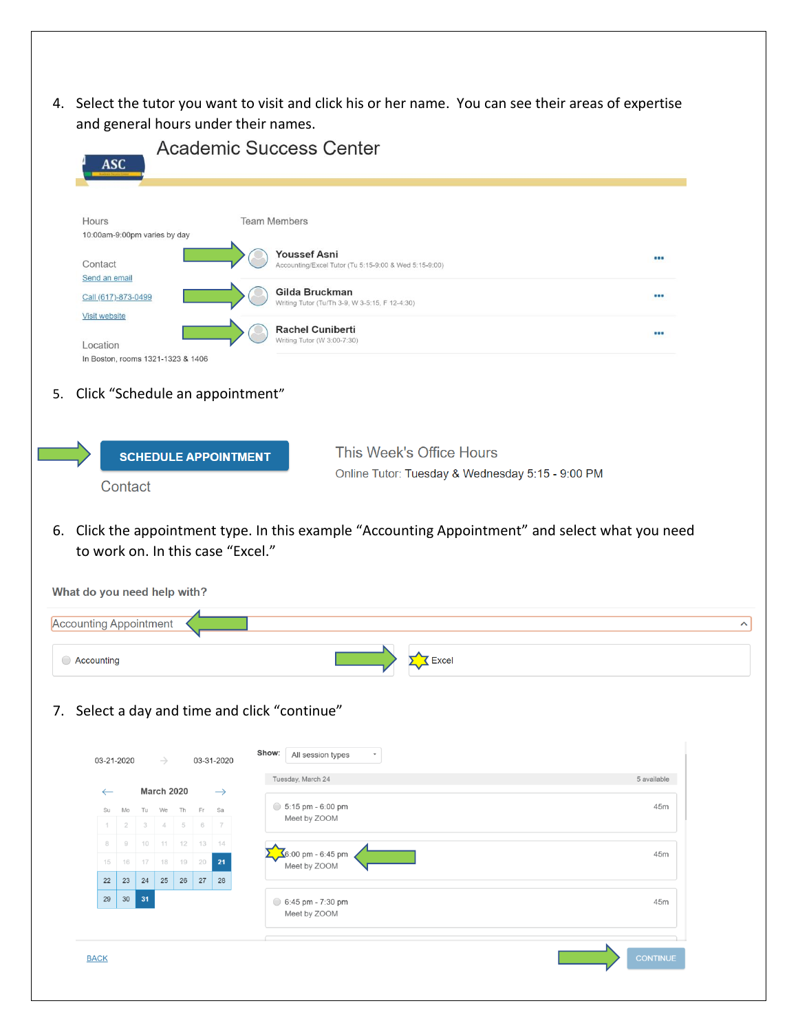4. Select the tutor you want to visit and click his or her name. You can see their areas of expertise and general hours under their names.

Academic Success Center

Hours
10:00am-9:00pm varies by day

Contact
Send an email
Call (617)-873-0499
Visit website

Location
In Boston, rooms 1321-1323 & 1406

Team Members

**Youssef Asni**
Accounting/Excel Tutor (Tu 5:15-9:00 & Wed 5:15-9:00)

**Gilda Bruckman**
Writing Tutor (Tu/Th 3-9, W 3-5:15, F 12-4:30)

**Rachel Cuniberti**
Writing Tutor (W 3:00-7:30)

5. Click "Schedule an appointment"

SCHEDULE APPOINTMENT

Contact

This Week's Office Hours
Online Tutor: Tuesday & Wednesday 5:15 - 9:00 PM

6. Click the appointment type. In this example "Accounting Appointment" and select what you need to work on. In this case "Excel."

**What do you need help with?**

Accounting Appointment

Accounting | Excel

7. Select a day and time and click "continue"

03-21-2020 → 03-31-2020

March 2020

| Su | Mo | Tu | We | Th | Fr | Sa |
|---|---|---|---|---|---|---|
| 1 | 2 | 3 | 4 | 5 | 6 | 7 |
| 8 | 9 | 10 | 11 | 12 | 13 | 14 |
| 15 | 16 | 17 | 18 | 19 | 20 | 21 |
| 22 | 23 | 24 | 25 | 26 | 27 | 28 |
| 29 | 30 | 31 | | | | |

Show: All session types

Tuesday, March 24 — 5 available

- 5:15 pm - 6:00 pm — Meet by ZOOM — 45m
- 6:00 pm - 6:45 pm — Meet by ZOOM — 45m
- 6:45 pm - 7:30 pm — Meet by ZOOM — 45m

BACK

CONTINUE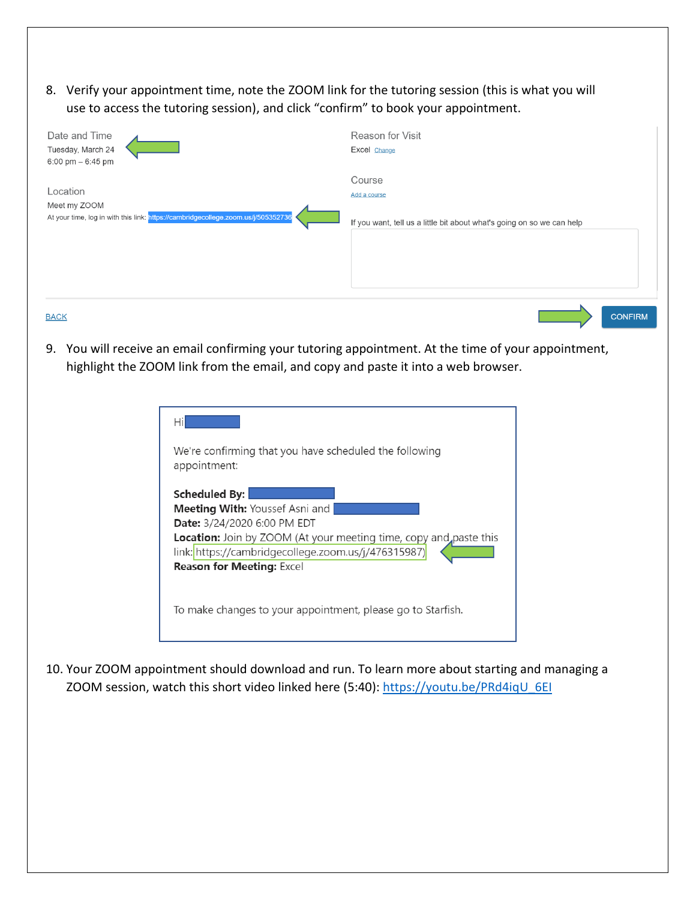8. Verify your appointment time, note the ZOOM link for the tutoring session (this is what you will use to access the tutoring session), and click "confirm" to book your appointment.

Date and Time
Tuesday, March 24
6:00 pm – 6:45 pm

Location
Meet my ZOOM
At your time, log in with this link: https://cambridgecollege.zoom.us/j/505352736

Reason for Visit
Excel Change

Course
Add a course

If you want, tell us a little bit about what's going on so we can help

BACK

CONFIRM

9. You will receive an email confirming your tutoring appointment. At the time of your appointment, highlight the ZOOM link from the email, and copy and paste it into a web browser.

Hi

We're confirming that you have scheduled the following appointment:

**Scheduled By:**
**Meeting With:** Youssef Asni and
**Date:** 3/24/2020 6:00 PM EDT
**Location:** Join by ZOOM (At your meeting time, copy and paste this link: https://cambridgecollege.zoom.us/j/476315987)
**Reason for Meeting:** Excel

To make changes to your appointment, please go to Starfish.

10. Your ZOOM appointment should download and run. To learn more about starting and managing a ZOOM session, watch this short video linked here (5:40): https://youtu.be/PRd4iqU_6EI